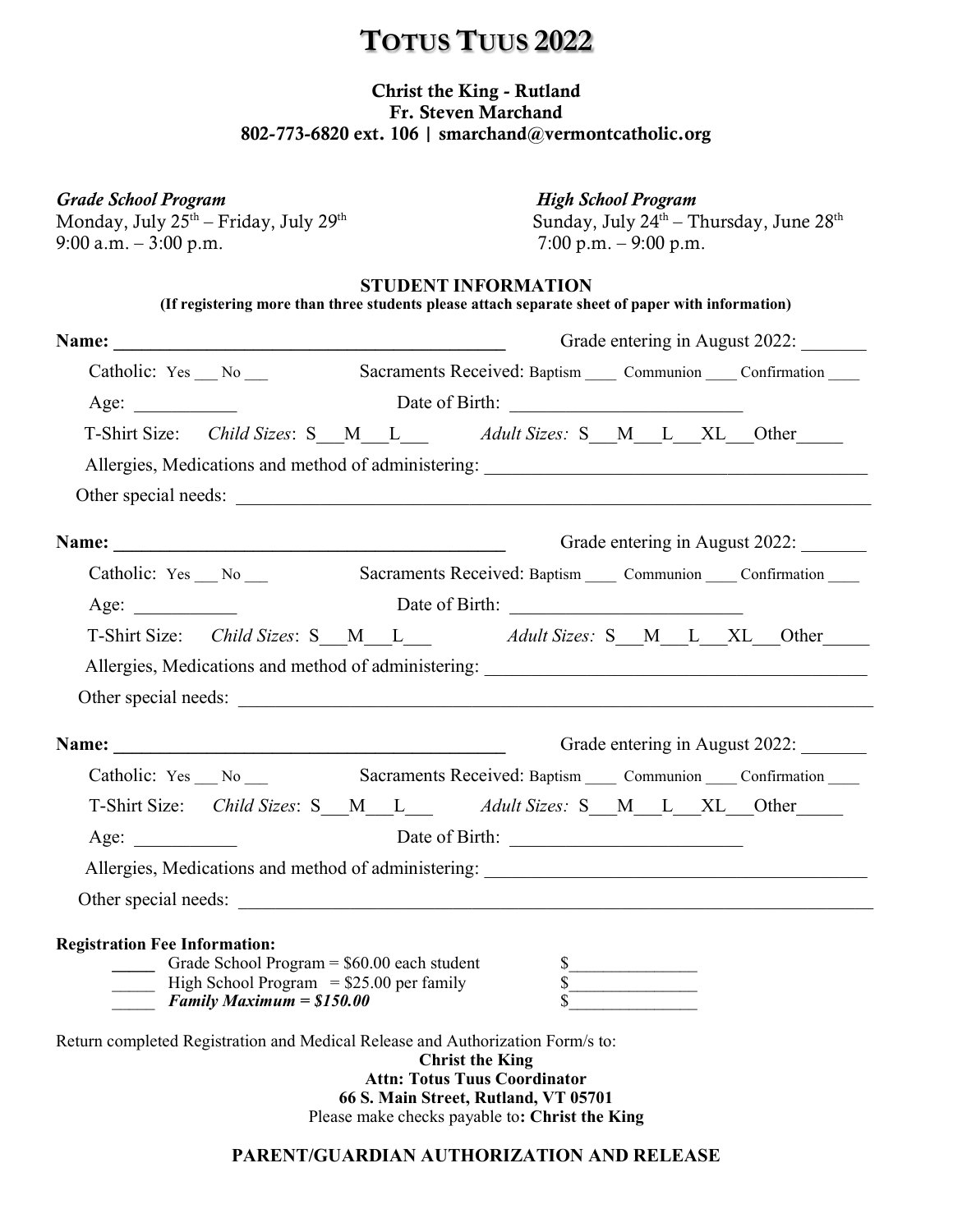# TOTUS TUUS 2022

**Christ the King - Rutland**
**Fr. Steven Marchand**
**802-773-6820 ext. 106 | smarchand@vermontcatholic.org**

***Grade School Program***
Monday, July 25th – Friday, July 29th
9:00 a.m. – 3:00 p.m.

***High School Program***
Sunday, July 24th – Thursday, June 28th
7:00 p.m. – 9:00 p.m.

## STUDENT INFORMATION

**(If registering more than three students please attach separate sheet of paper with information)**

**Name:** ____________________________________________ Grade entering in August 2022: _______

Catholic: Yes ___ No ___ Sacraments Received: Baptism ____ Communion ____ Confirmation ____

Age: ___________ Date of Birth: _________________________

T-Shirt Size: *Child Sizes*: S___M___L___ *Adult Sizes:* S___M___L___XL___Other_____

Allergies, Medications and method of administering: ________________________________________

Other special needs: ______________________________________________________________________

**Name:** ____________________________________________ Grade entering in August 2022: _______

Catholic: Yes ___ No ___ Sacraments Received: Baptism ____ Communion ____ Confirmation ____

Age: ___________ Date of Birth: _________________________

T-Shirt Size: *Child Sizes*: S___M___L___ *Adult Sizes:* S___M___L___XL___Other_____

Allergies, Medications and method of administering: ________________________________________

Other special needs: ______________________________________________________________________

**Name:** ____________________________________________ Grade entering in August 2022: _______

Catholic: Yes ___ No ___ Sacraments Received: Baptism ____ Communion ____ Confirmation ____

T-Shirt Size: *Child Sizes*: S___M___L___ *Adult Sizes:* S___M___L___XL___Other_____

Age: ___________ Date of Birth: _________________________

Allergies, Medications and method of administering: ________________________________________

Other special needs: ______________________________________________________________________

**Registration Fee Information:**

_____ Grade School Program = $60.00 each student $_______________
_____ High School Program = $25.00 per family $_______________
_____ ***Family Maximum = $150.00*** $_______________

Return completed Registration and Medical Release and Authorization Form/s to:

**Christ the King**
**Attn: Totus Tuus Coordinator**
**66 S. Main Street, Rutland, VT 05701**
Please make checks payable to**: Christ the King**

## PARENT/GUARDIAN AUTHORIZATION AND RELEASE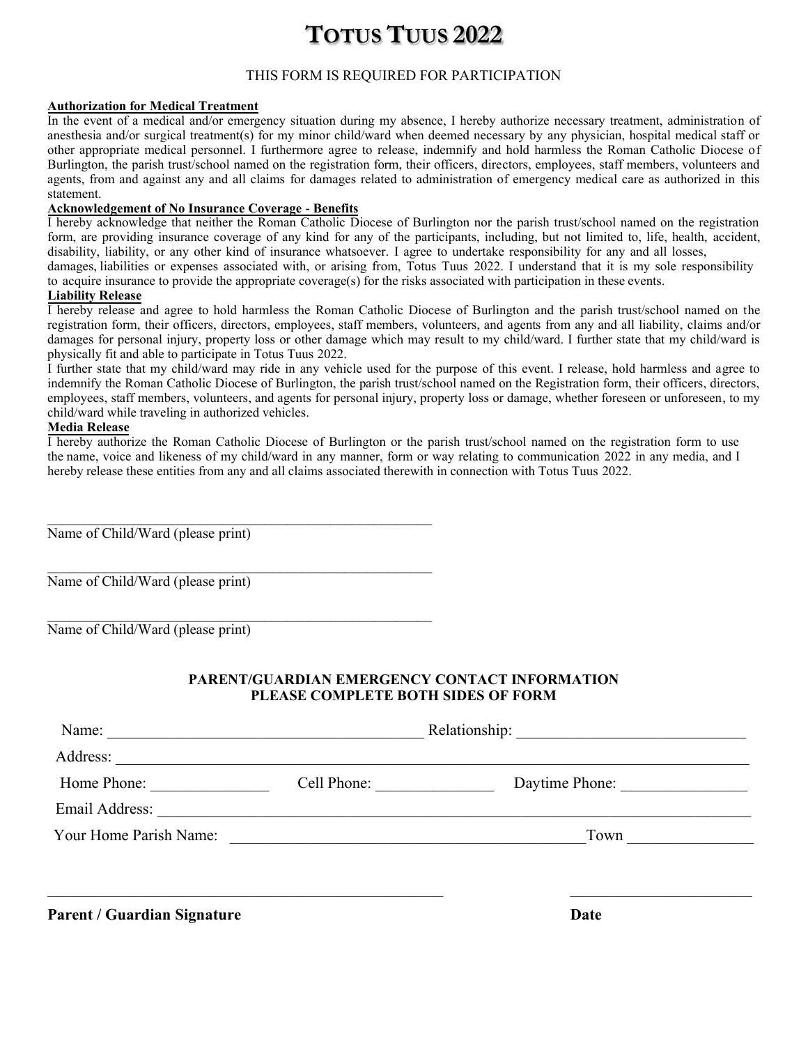# TOTUS TUUS 2022

THIS FORM IS REQUIRED FOR PARTICIPATION

**Authorization for Medical Treatment**

In the event of a medical and/or emergency situation during my absence, I hereby authorize necessary treatment, administration of anesthesia and/or surgical treatment(s) for my minor child/ward when deemed necessary by any physician, hospital medical staff or other appropriate medical personnel. I furthermore agree to release, indemnify and hold harmless the Roman Catholic Diocese of Burlington, the parish trust/school named on the registration form, their officers, directors, employees, staff members, volunteers and agents, from and against any and all claims for damages related to administration of emergency medical care as authorized in this statement.

**Acknowledgement of No Insurance Coverage - Benefits**

I hereby acknowledge that neither the Roman Catholic Diocese of Burlington nor the parish trust/school named on the registration form, are providing insurance coverage of any kind for any of the participants, including, but not limited to, life, health, accident, disability, liability, or any other kind of insurance whatsoever. I agree to undertake responsibility for any and all losses, damages, liabilities or expenses associated with, or arising from, Totus Tuus 2022. I understand that it is my sole responsibility to acquire insurance to provide the appropriate coverage(s) for the risks associated with participation in these events.

**Liability Release**

I hereby release and agree to hold harmless the Roman Catholic Diocese of Burlington and the parish trust/school named on the registration form, their officers, directors, employees, staff members, volunteers, and agents from any and all liability, claims and/or damages for personal injury, property loss or other damage which may result to my child/ward. I further state that my child/ward is physically fit and able to participate in Totus Tuus 2022.

I further state that my child/ward may ride in any vehicle used for the purpose of this event. I release, hold harmless and agree to indemnify the Roman Catholic Diocese of Burlington, the parish trust/school named on the Registration form, their officers, directors, employees, staff members, volunteers, and agents for personal injury, property loss or damage, whether foreseen or unforeseen, to my child/ward while traveling in authorized vehicles.

**Media Release**

I hereby authorize the Roman Catholic Diocese of Burlington or the parish trust/school named on the registration form to use the name, voice and likeness of my child/ward in any manner, form or way relating to communication 2022 in any media, and I hereby release these entities from any and all claims associated therewith in connection with Totus Tuus 2022.

\_\_\_\_\_\_\_\_\_\_\_\_\_\_\_\_\_\_\_\_\_\_\_\_\_\_\_\_\_\_\_\_\_\_\_\_\_\_\_\_\_\_\_\_\_\_\_\_\_\_\_\_
Name of Child/Ward (please print)

\_\_\_\_\_\_\_\_\_\_\_\_\_\_\_\_\_\_\_\_\_\_\_\_\_\_\_\_\_\_\_\_\_\_\_\_\_\_\_\_\_\_\_\_\_\_\_\_\_\_\_\_
Name of Child/Ward (please print)

\_\_\_\_\_\_\_\_\_\_\_\_\_\_\_\_\_\_\_\_\_\_\_\_\_\_\_\_\_\_\_\_\_\_\_\_\_\_\_\_\_\_\_\_\_\_\_\_\_\_\_\_
Name of Child/Ward (please print)

**PARENT/GUARDIAN EMERGENCY CONTACT INFORMATION**
**PLEASE COMPLETE BOTH SIDES OF FORM**

Name: \_\_\_\_\_\_\_\_\_\_\_\_\_\_\_\_\_\_\_\_\_\_\_\_\_\_\_\_\_\_\_\_\_\_\_\_\_\_\_\_ Relationship: \_\_\_\_\_\_\_\_\_\_\_\_\_\_\_\_\_\_\_\_\_\_\_\_\_\_\_\_

Address: \_\_\_\_\_\_\_\_\_\_\_\_\_\_\_\_\_\_\_\_\_\_\_\_\_\_\_\_\_\_\_\_\_\_\_\_\_\_\_\_\_\_\_\_\_\_\_\_\_\_\_\_\_\_\_\_\_\_\_\_\_\_\_\_\_\_\_\_\_\_\_\_\_\_\_\_

Home Phone: \_\_\_\_\_\_\_\_\_\_\_\_\_\_\_ Cell Phone: \_\_\_\_\_\_\_\_\_\_\_\_\_\_\_ Daytime Phone: \_\_\_\_\_\_\_\_\_\_\_\_\_\_\_\_

Email Address: \_\_\_\_\_\_\_\_\_\_\_\_\_\_\_\_\_\_\_\_\_\_\_\_\_\_\_\_\_\_\_\_\_\_\_\_\_\_\_\_\_\_\_\_\_\_\_\_\_\_\_\_\_\_\_\_\_\_\_\_\_\_\_\_\_\_\_\_\_\_\_\_

Your Home Parish Name: \_\_\_\_\_\_\_\_\_\_\_\_\_\_\_\_\_\_\_\_\_\_\_\_\_\_\_\_\_\_\_\_\_\_\_\_\_\_\_\_\_\_\_\_ Town \_\_\_\_\_\_\_\_\_\_\_\_\_\_\_\_

\_\_\_\_\_\_\_\_\_\_\_\_\_\_\_\_\_\_\_\_\_\_\_\_\_\_\_\_\_\_\_\_\_\_\_\_\_\_\_\_\_\_\_\_\_\_\_\_\_\_\_\_ \_\_\_\_\_\_\_\_\_\_\_\_\_\_\_\_\_\_\_\_\_\_\_\_

**Parent / Guardian Signature** **Date**